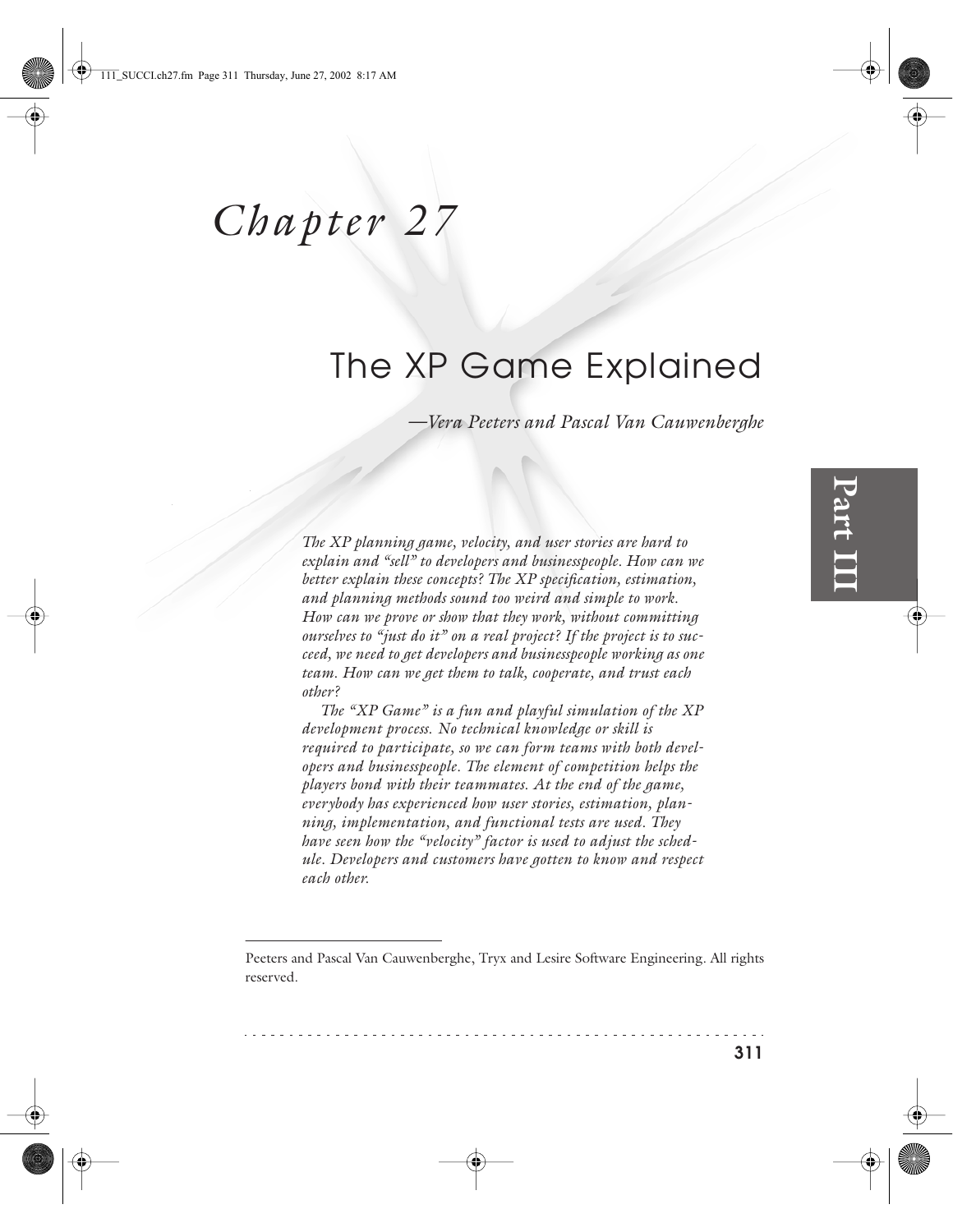# Chapter 27

## The XP Game Explained

*—Vera Peeters and Pascal Van Cauwenberghe*

*The XP planning game, velocity, and user stories are hard to explain and "sell" to developers and businesspeople. How can we better explain these concepts? The XP specification, estimation, and planning methods sound too weird and simple to work. How can we prove or show that they work, without committing ourselves to "just do it" on a real project? If the project is to succeed, we need to get developers and businesspeople working as one team. How can we get them to talk, cooperate, and trust each other?*

*The "XP Game" is a fun and playful simulation of the XP development process. No technical knowledge or skill is required to participate, so we can form teams with both developers and businesspeople. The element of competition helps the players bond with their teammates. At the end of the game, everybody has experienced how user stories, estimation, planning, implementation, and functional tests are used. They have seen how the "velocity" factor is used to adjust the schedule. Developers and customers have gotten to know and respect each other.*

---

Peeters and Pascal Van Cauwenberghe, Tryx and Lesire Software Engineering. All rights reserved.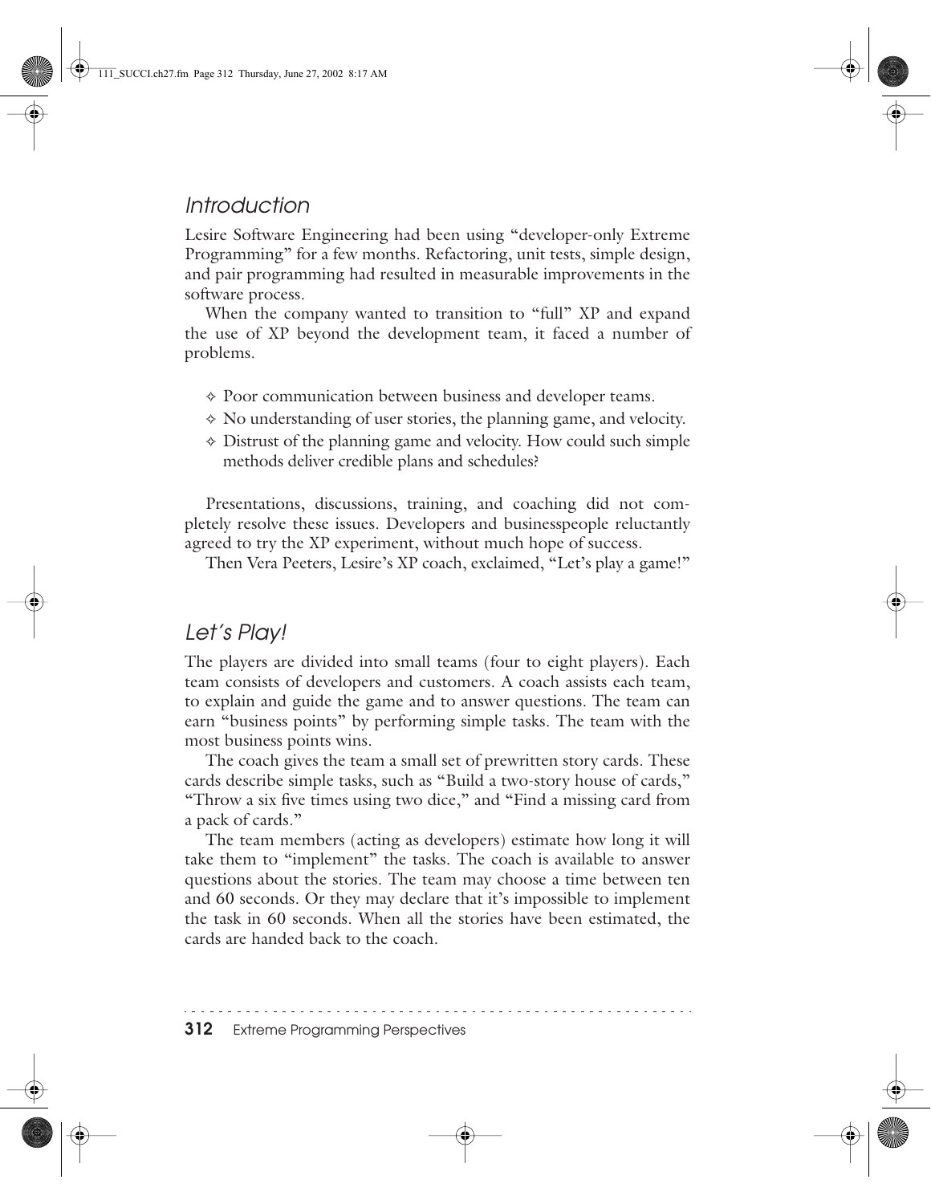## Introduction

Lesire Software Engineering had been using "developer-only Extreme Programming" for a few months. Refactoring, unit tests, simple design, and pair programming had resulted in measurable improvements in the software process.

When the company wanted to transition to "full" XP and expand the use of XP beyond the development team, it faced a number of problems.

- Poor communication between business and developer teams.
- No understanding of user stories, the planning game, and velocity.
- Distrust of the planning game and velocity. How could such simple methods deliver credible plans and schedules?

Presentations, discussions, training, and coaching did not completely resolve these issues. Developers and businesspeople reluctantly agreed to try the XP experiment, without much hope of success.

Then Vera Peeters, Lesire's XP coach, exclaimed, "Let's play a game!"

## Let's Play!

The players are divided into small teams (four to eight players). Each team consists of developers and customers. A coach assists each team, to explain and guide the game and to answer questions. The team can earn "business points" by performing simple tasks. The team with the most business points wins.

The coach gives the team a small set of prewritten story cards. These cards describe simple tasks, such as "Build a two-story house of cards," "Throw a six five times using two dice," and "Find a missing card from a pack of cards."

The team members (acting as developers) estimate how long it will take them to "implement" the tasks. The coach is available to answer questions about the stories. The team may choose a time between ten and 60 seconds. Or they may declare that it's impossible to implement the task in 60 seconds. When all the stories have been estimated, the cards are handed back to the coach.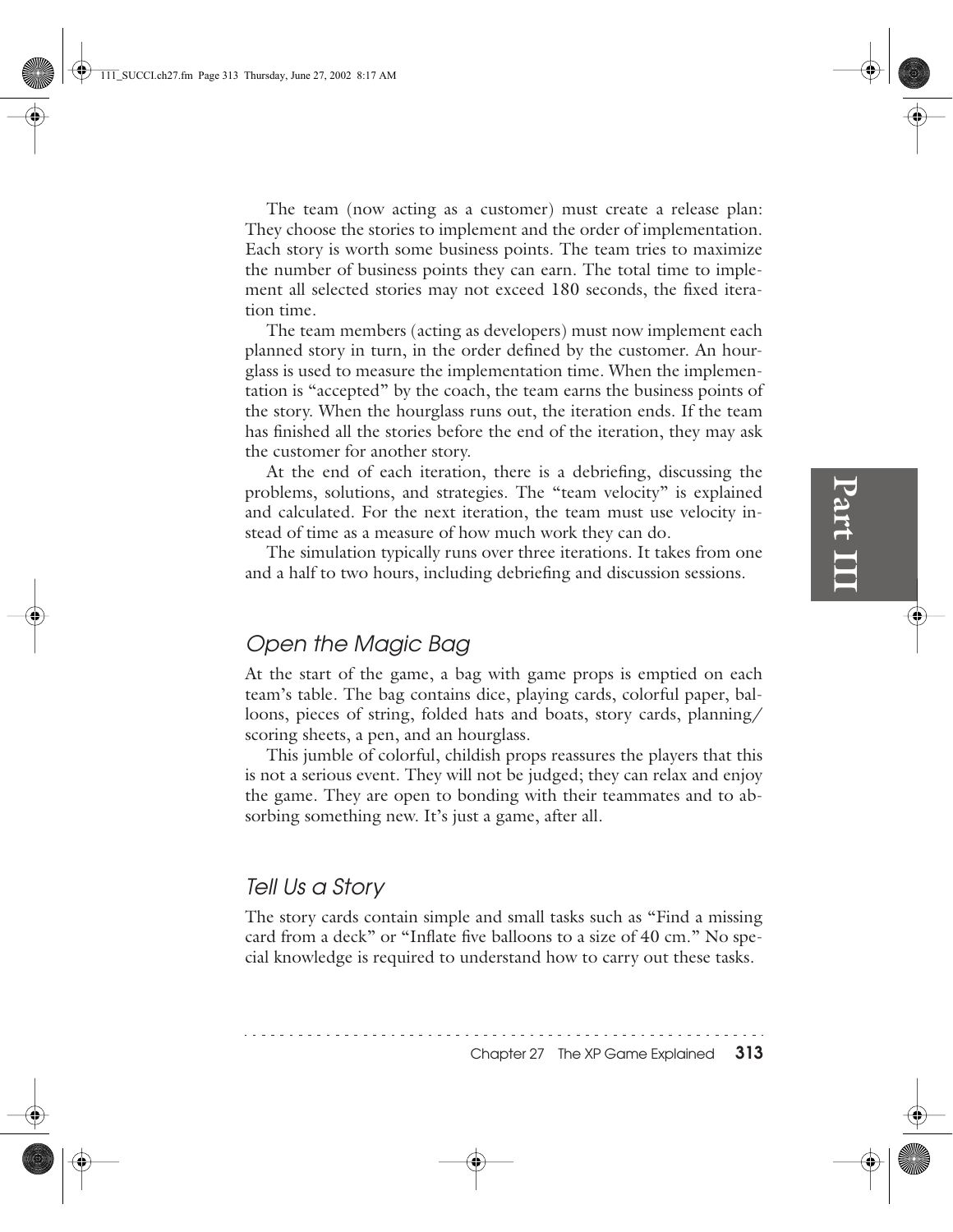The team (now acting as a customer) must create a release plan: They choose the stories to implement and the order of implementation. Each story is worth some business points. The team tries to maximize the number of business points they can earn. The total time to implement all selected stories may not exceed 180 seconds, the fixed iteration time.

The team members (acting as developers) must now implement each planned story in turn, in the order defined by the customer. An hourglass is used to measure the implementation time. When the implementation is "accepted" by the coach, the team earns the business points of the story. When the hourglass runs out, the iteration ends. If the team has finished all the stories before the end of the iteration, they may ask the customer for another story.

At the end of each iteration, there is a debriefing, discussing the problems, solutions, and strategies. The "team velocity" is explained and calculated. For the next iteration, the team must use velocity instead of time as a measure of how much work they can do.

The simulation typically runs over three iterations. It takes from one and a half to two hours, including debriefing and discussion sessions.

## Open the Magic Bag

At the start of the game, a bag with game props is emptied on each team's table. The bag contains dice, playing cards, colorful paper, balloons, pieces of string, folded hats and boats, story cards, planning/scoring sheets, a pen, and an hourglass.

This jumble of colorful, childish props reassures the players that this is not a serious event. They will not be judged; they can relax and enjoy the game. They are open to bonding with their teammates and to absorbing something new. It's just a game, after all.

## Tell Us a Story

The story cards contain simple and small tasks such as "Find a missing card from a deck" or "Inflate five balloons to a size of 40 cm." No special knowledge is required to understand how to carry out these tasks.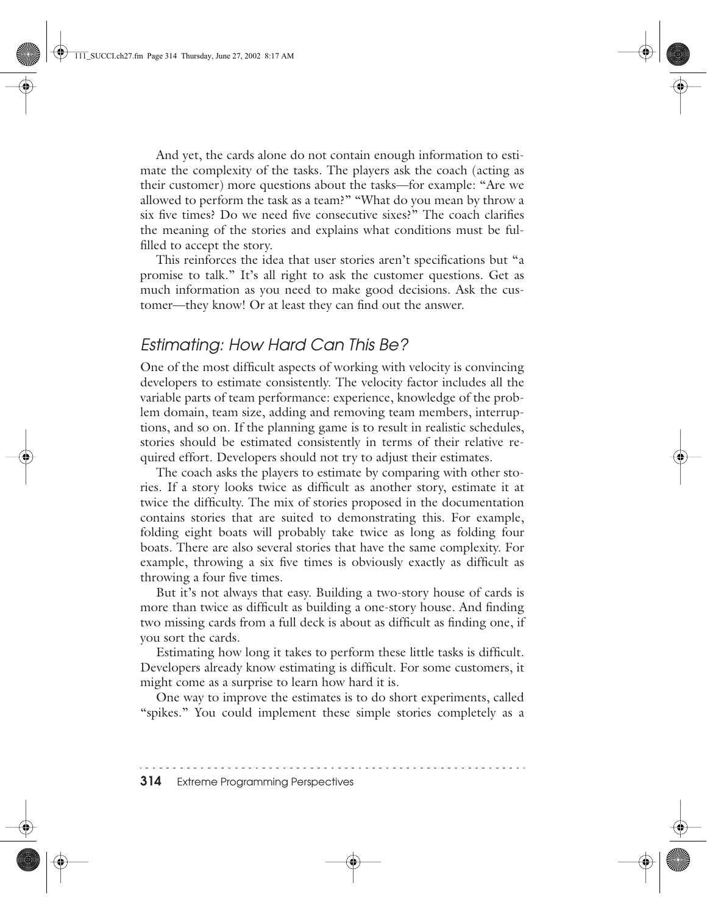And yet, the cards alone do not contain enough information to estimate the complexity of the tasks. The players ask the coach (acting as their customer) more questions about the tasks—for example: "Are we allowed to perform the task as a team?" "What do you mean by throw a six five times? Do we need five consecutive sixes?" The coach clarifies the meaning of the stories and explains what conditions must be fulfilled to accept the story.

This reinforces the idea that user stories aren't specifications but "a promise to talk." It's all right to ask the customer questions. Get as much information as you need to make good decisions. Ask the customer—they know! Or at least they can find out the answer.

## *Estimating: How Hard Can This Be?*

One of the most difficult aspects of working with velocity is convincing developers to estimate consistently. The velocity factor includes all the variable parts of team performance: experience, knowledge of the problem domain, team size, adding and removing team members, interruptions, and so on. If the planning game is to result in realistic schedules, stories should be estimated consistently in terms of their relative required effort. Developers should not try to adjust their estimates.

The coach asks the players to estimate by comparing with other stories. If a story looks twice as difficult as another story, estimate it at twice the difficulty. The mix of stories proposed in the documentation contains stories that are suited to demonstrating this. For example, folding eight boats will probably take twice as long as folding four boats. There are also several stories that have the same complexity. For example, throwing a six five times is obviously exactly as difficult as throwing a four five times.

But it's not always that easy. Building a two-story house of cards is more than twice as difficult as building a one-story house. And finding two missing cards from a full deck is about as difficult as finding one, if you sort the cards.

Estimating how long it takes to perform these little tasks is difficult. Developers already know estimating is difficult. For some customers, it might come as a surprise to learn how hard it is.

One way to improve the estimates is to do short experiments, called "spikes." You could implement these simple stories completely as a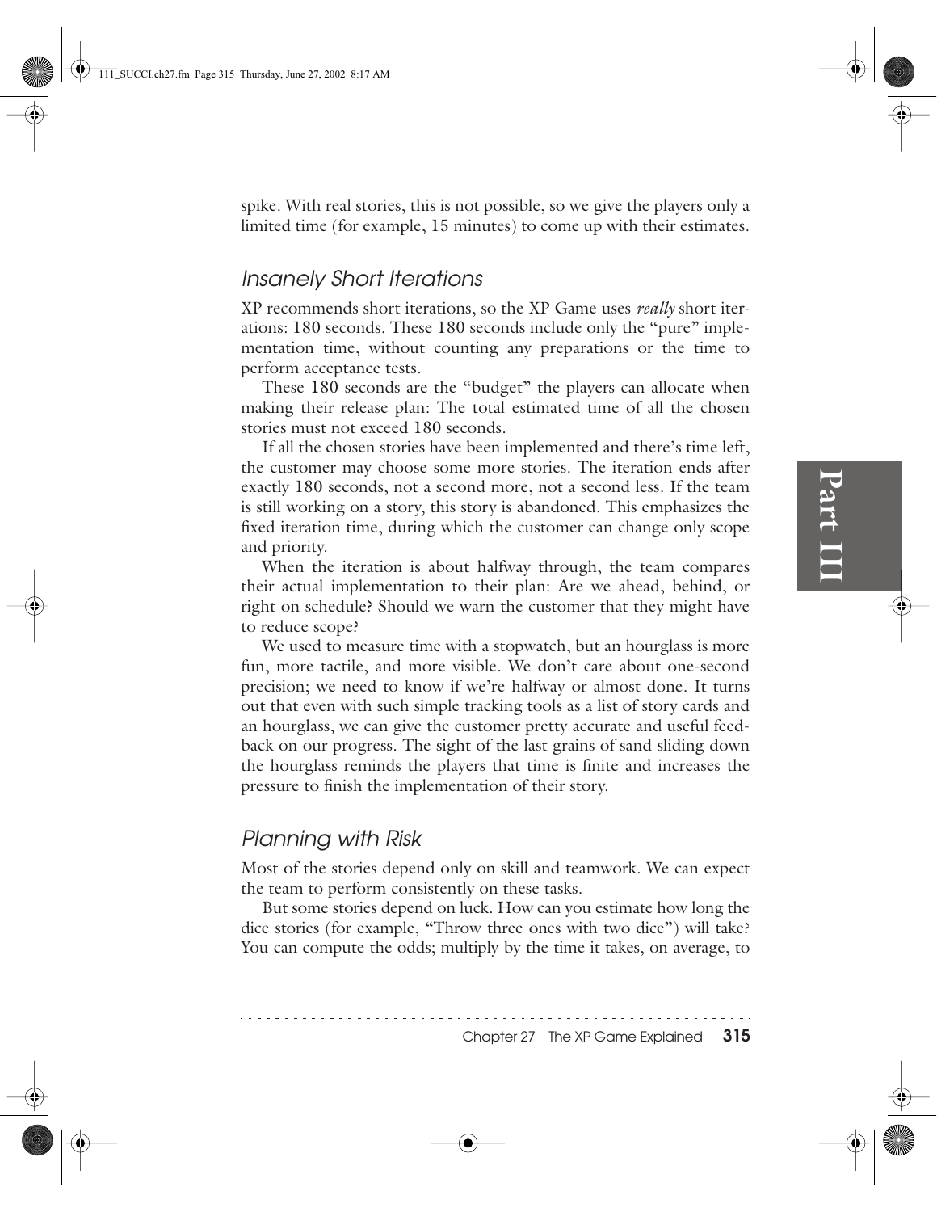spike. With real stories, this is not possible, so we give the players only a limited time (for example, 15 minutes) to come up with their estimates.

### Insanely Short Iterations

XP recommends short iterations, so the XP Game uses *really* short iterations: 180 seconds. These 180 seconds include only the "pure" implementation time, without counting any preparations or the time to perform acceptance tests.

These 180 seconds are the "budget" the players can allocate when making their release plan: The total estimated time of all the chosen stories must not exceed 180 seconds.

If all the chosen stories have been implemented and there's time left, the customer may choose some more stories. The iteration ends after exactly 180 seconds, not a second more, not a second less. If the team is still working on a story, this story is abandoned. This emphasizes the fixed iteration time, during which the customer can change only scope and priority.

When the iteration is about halfway through, the team compares their actual implementation to their plan: Are we ahead, behind, or right on schedule? Should we warn the customer that they might have to reduce scope?

We used to measure time with a stopwatch, but an hourglass is more fun, more tactile, and more visible. We don't care about one-second precision; we need to know if we're halfway or almost done. It turns out that even with such simple tracking tools as a list of story cards and an hourglass, we can give the customer pretty accurate and useful feedback on our progress. The sight of the last grains of sand sliding down the hourglass reminds the players that time is finite and increases the pressure to finish the implementation of their story.

### Planning with Risk

Most of the stories depend only on skill and teamwork. We can expect the team to perform consistently on these tasks.

But some stories depend on luck. How can you estimate how long the dice stories (for example, "Throw three ones with two dice") will take? You can compute the odds; multiply by the time it takes, on average, to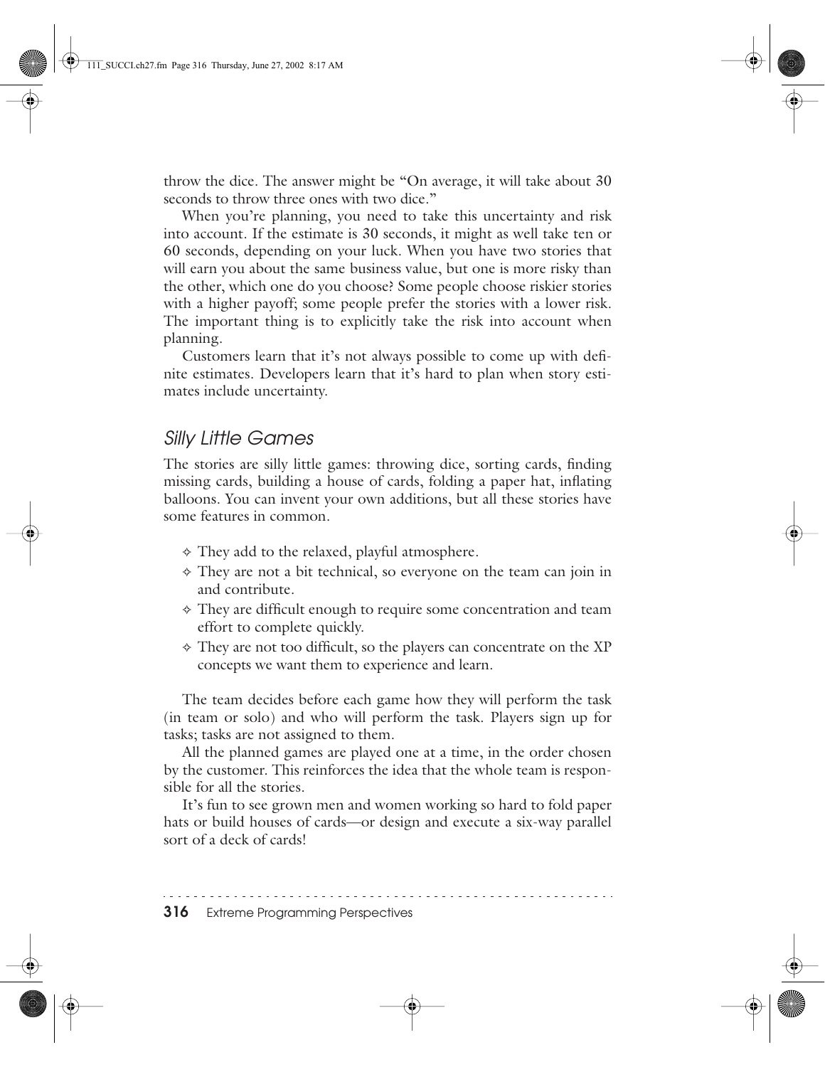throw the dice. The answer might be "On average, it will take about 30 seconds to throw three ones with two dice."

When you're planning, you need to take this uncertainty and risk into account. If the estimate is 30 seconds, it might as well take ten or 60 seconds, depending on your luck. When you have two stories that will earn you about the same business value, but one is more risky than the other, which one do you choose? Some people choose riskier stories with a higher payoff; some people prefer the stories with a lower risk. The important thing is to explicitly take the risk into account when planning.

Customers learn that it's not always possible to come up with definite estimates. Developers learn that it's hard to plan when story estimates include uncertainty.

## *Silly Little Games*

The stories are silly little games: throwing dice, sorting cards, finding missing cards, building a house of cards, folding a paper hat, inflating balloons. You can invent your own additions, but all these stories have some features in common.

- They add to the relaxed, playful atmosphere.
- They are not a bit technical, so everyone on the team can join in and contribute.
- They are difficult enough to require some concentration and team effort to complete quickly.
- They are not too difficult, so the players can concentrate on the XP concepts we want them to experience and learn.

The team decides before each game how they will perform the task (in team or solo) and who will perform the task. Players sign up for tasks; tasks are not assigned to them.

All the planned games are played one at a time, in the order chosen by the customer. This reinforces the idea that the whole team is responsible for all the stories.

It's fun to see grown men and women working so hard to fold paper hats or build houses of cards—or design and execute a six-way parallel sort of a deck of cards!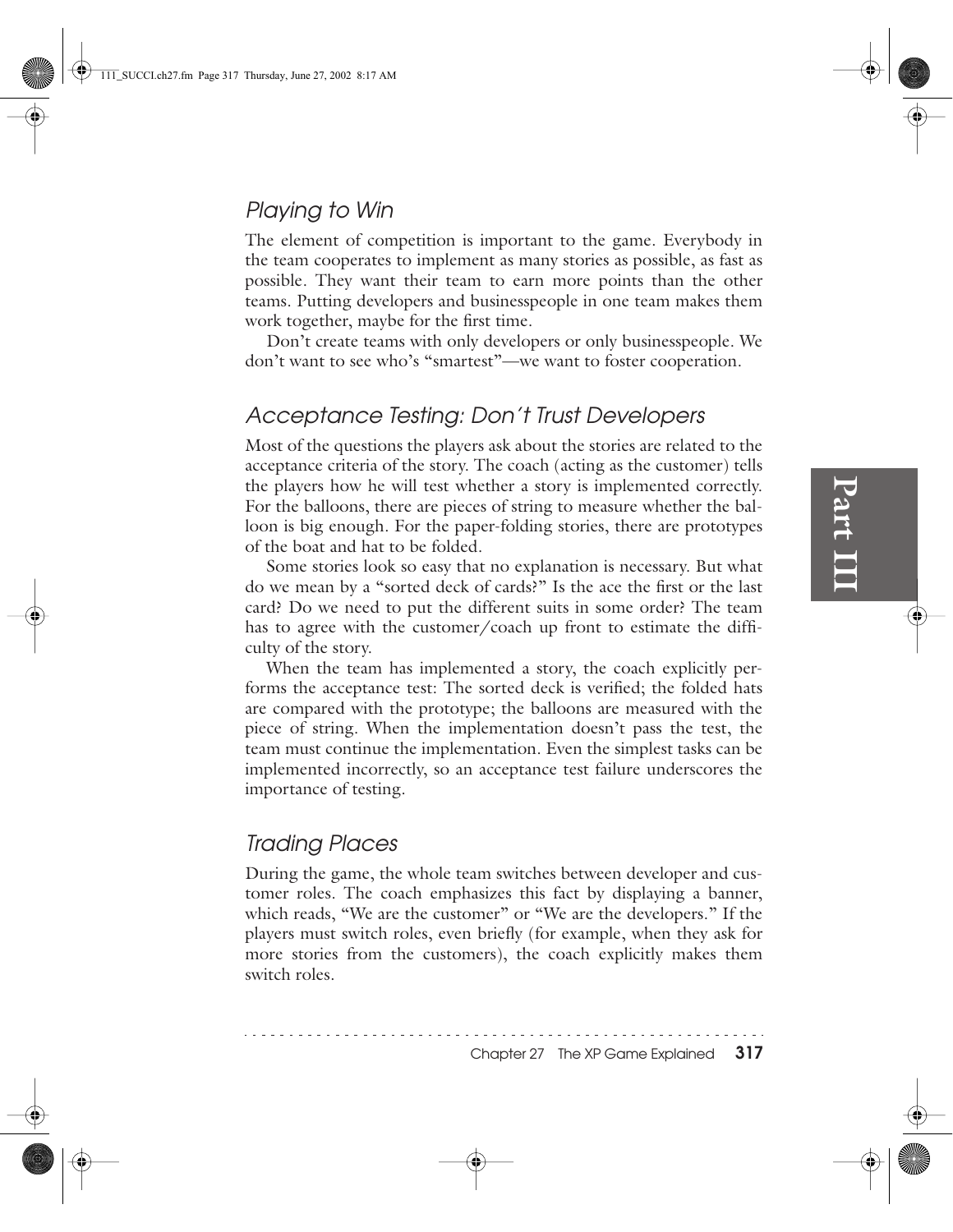## Playing to Win

The element of competition is important to the game. Everybody in the team cooperates to implement as many stories as possible, as fast as possible. They want their team to earn more points than the other teams. Putting developers and businesspeople in one team makes them work together, maybe for the first time.

Don't create teams with only developers or only businesspeople. We don't want to see who's "smartest"—we want to foster cooperation.

## Acceptance Testing: Don't Trust Developers

Most of the questions the players ask about the stories are related to the acceptance criteria of the story. The coach (acting as the customer) tells the players how he will test whether a story is implemented correctly. For the balloons, there are pieces of string to measure whether the balloon is big enough. For the paper-folding stories, there are prototypes of the boat and hat to be folded.

Some stories look so easy that no explanation is necessary. But what do we mean by a "sorted deck of cards?" Is the ace the first or the last card? Do we need to put the different suits in some order? The team has to agree with the customer/coach up front to estimate the difficulty of the story.

When the team has implemented a story, the coach explicitly performs the acceptance test: The sorted deck is verified; the folded hats are compared with the prototype; the balloons are measured with the piece of string. When the implementation doesn't pass the test, the team must continue the implementation. Even the simplest tasks can be implemented incorrectly, so an acceptance test failure underscores the importance of testing.

## Trading Places

During the game, the whole team switches between developer and customer roles. The coach emphasizes this fact by displaying a banner, which reads, "We are the customer" or "We are the developers." If the players must switch roles, even briefly (for example, when they ask for more stories from the customers), the coach explicitly makes them switch roles.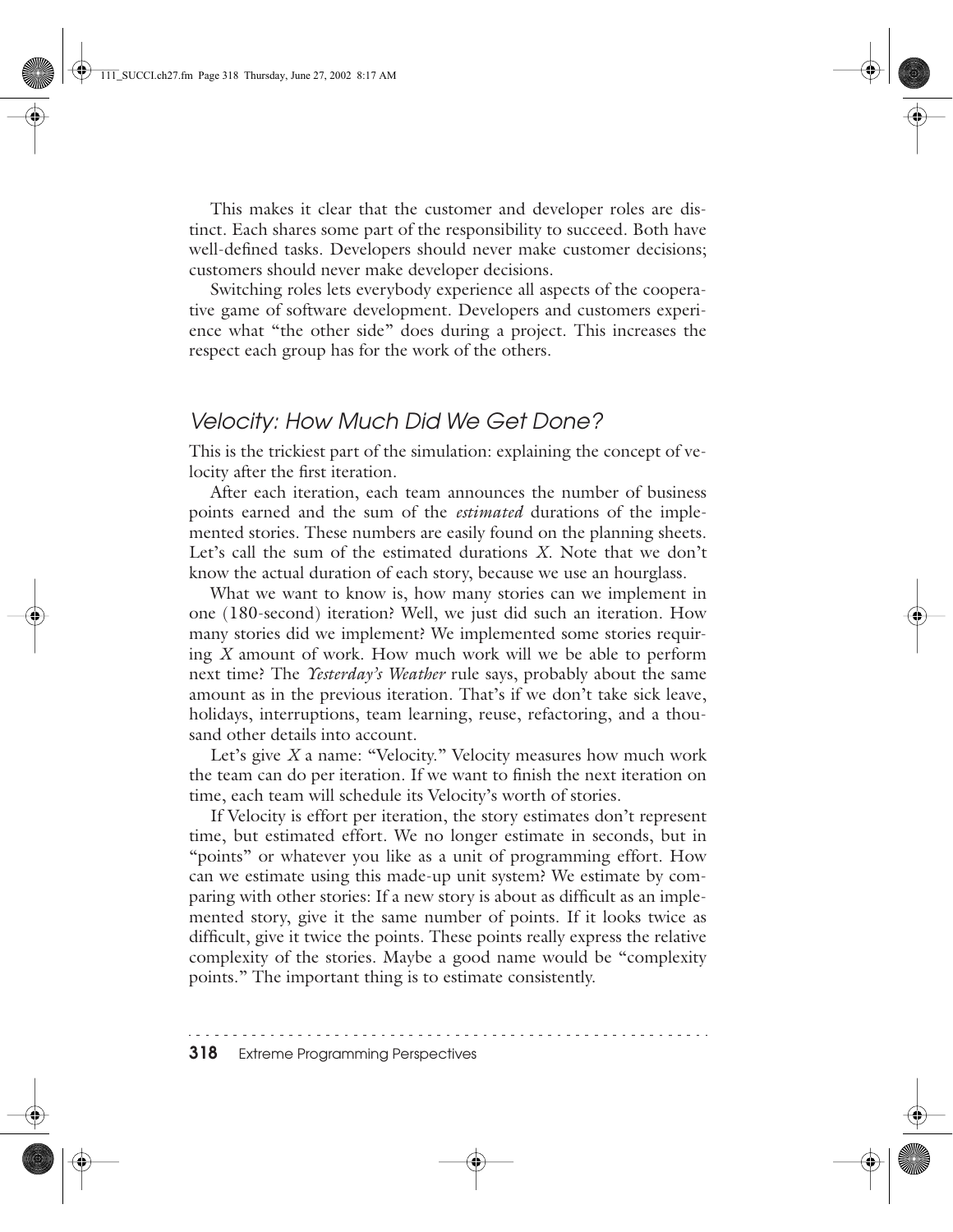This makes it clear that the customer and developer roles are distinct. Each shares some part of the responsibility to succeed. Both have well-defined tasks. Developers should never make customer decisions; customers should never make developer decisions.

Switching roles lets everybody experience all aspects of the cooperative game of software development. Developers and customers experience what "the other side" does during a project. This increases the respect each group has for the work of the others.

## Velocity: How Much Did We Get Done?

This is the trickiest part of the simulation: explaining the concept of velocity after the first iteration.

After each iteration, each team announces the number of business points earned and the sum of the *estimated* durations of the implemented stories. These numbers are easily found on the planning sheets. Let's call the sum of the estimated durations *X*. Note that we don't know the actual duration of each story, because we use an hourglass.

What we want to know is, how many stories can we implement in one (180-second) iteration? Well, we just did such an iteration. How many stories did we implement? We implemented some stories requiring *X* amount of work. How much work will we be able to perform next time? The *Yesterday's Weather* rule says, probably about the same amount as in the previous iteration. That's if we don't take sick leave, holidays, interruptions, team learning, reuse, refactoring, and a thousand other details into account.

Let's give *X* a name: "Velocity." Velocity measures how much work the team can do per iteration. If we want to finish the next iteration on time, each team will schedule its Velocity's worth of stories.

If Velocity is effort per iteration, the story estimates don't represent time, but estimated effort. We no longer estimate in seconds, but in "points" or whatever you like as a unit of programming effort. How can we estimate using this made-up unit system? We estimate by comparing with other stories: If a new story is about as difficult as an implemented story, give it the same number of points. If it looks twice as difficult, give it twice the points. These points really express the relative complexity of the stories. Maybe a good name would be "complexity points." The important thing is to estimate consistently.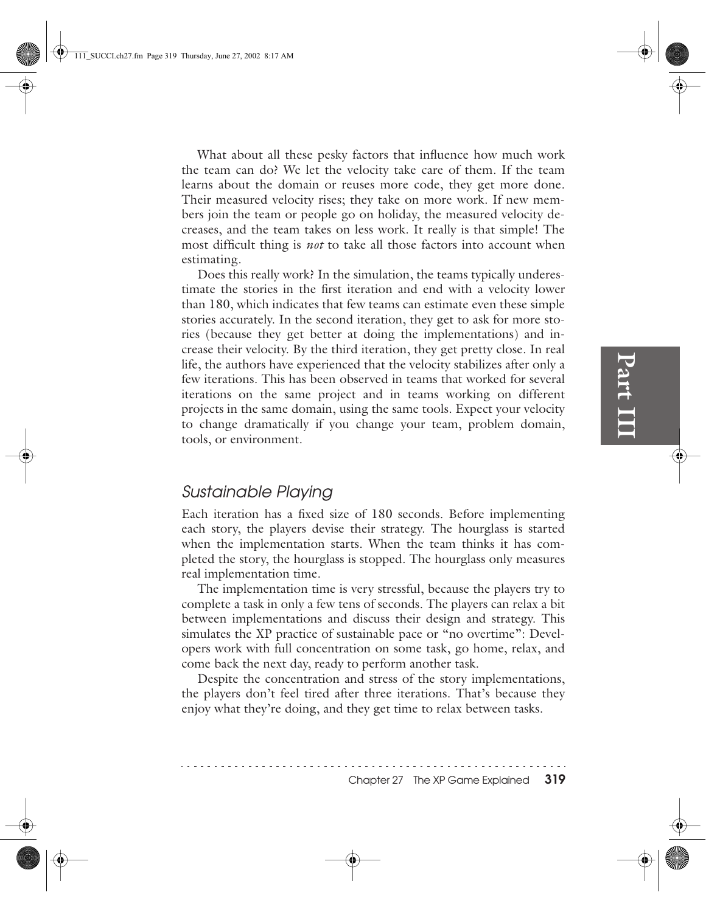What about all these pesky factors that influence how much work the team can do? We let the velocity take care of them. If the team learns about the domain or reuses more code, they get more done. Their measured velocity rises; they take on more work. If new members join the team or people go on holiday, the measured velocity decreases, and the team takes on less work. It really is that simple! The most difficult thing is *not* to take all those factors into account when estimating.

Does this really work? In the simulation, the teams typically underestimate the stories in the first iteration and end with a velocity lower than 180, which indicates that few teams can estimate even these simple stories accurately. In the second iteration, they get to ask for more stories (because they get better at doing the implementations) and increase their velocity. By the third iteration, they get pretty close. In real life, the authors have experienced that the velocity stabilizes after only a few iterations. This has been observed in teams that worked for several iterations on the same project and in teams working on different projects in the same domain, using the same tools. Expect your velocity to change dramatically if you change your team, problem domain, tools, or environment.

## *Sustainable Playing*

Each iteration has a fixed size of 180 seconds. Before implementing each story, the players devise their strategy. The hourglass is started when the implementation starts. When the team thinks it has completed the story, the hourglass is stopped. The hourglass only measures real implementation time.

The implementation time is very stressful, because the players try to complete a task in only a few tens of seconds. The players can relax a bit between implementations and discuss their design and strategy. This simulates the XP practice of sustainable pace or "no overtime": Developers work with full concentration on some task, go home, relax, and come back the next day, ready to perform another task.

Despite the concentration and stress of the story implementations, the players don't feel tired after three iterations. That's because they enjoy what they're doing, and they get time to relax between tasks.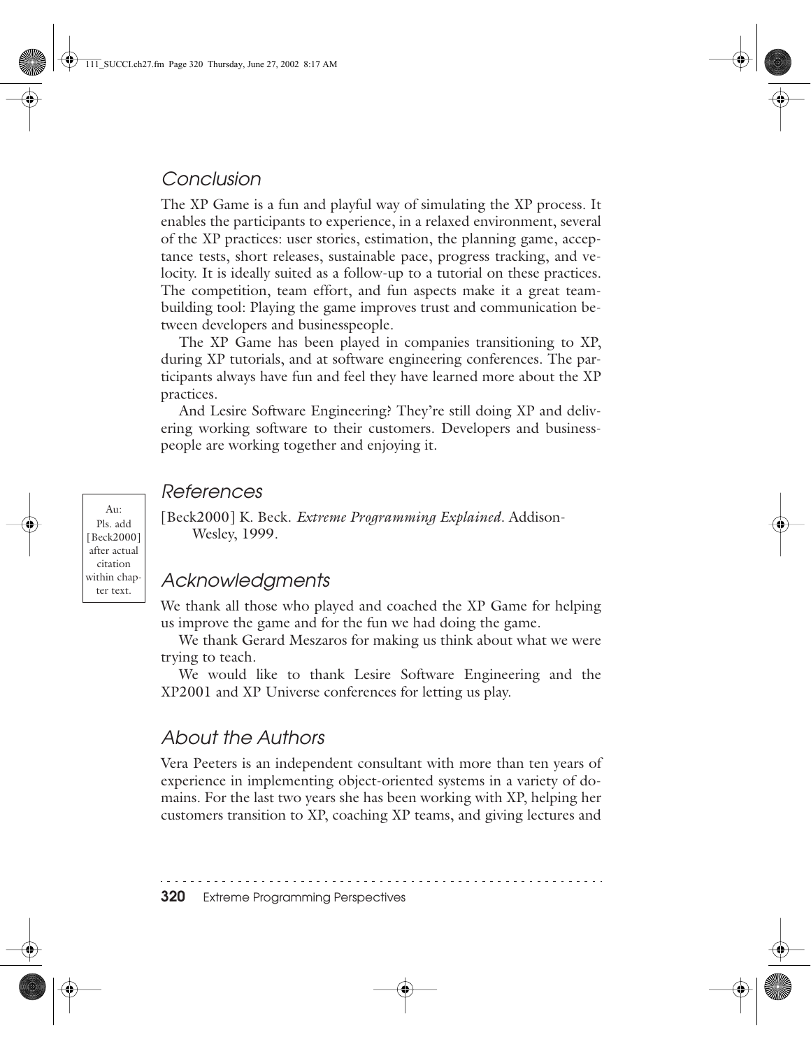## Conclusion

The XP Game is a fun and playful way of simulating the XP process. It enables the participants to experience, in a relaxed environment, several of the XP practices: user stories, estimation, the planning game, acceptance tests, short releases, sustainable pace, progress tracking, and velocity. It is ideally suited as a follow-up to a tutorial on these practices. The competition, team effort, and fun aspects make it a great team-building tool: Playing the game improves trust and communication between developers and businesspeople.

The XP Game has been played in companies transitioning to XP, during XP tutorials, and at software engineering conferences. The participants always have fun and feel they have learned more about the XP practices.

And Lesire Software Engineering? They're still doing XP and delivering working software to their customers. Developers and businesspeople are working together and enjoying it.

## References

Au: Pls. add [Beck2000] after actual citation within chapter text.

[Beck2000] K. Beck. *Extreme Programming Explained*. Addison-Wesley, 1999.

## Acknowledgments

We thank all those who played and coached the XP Game for helping us improve the game and for the fun we had doing the game.

We thank Gerard Meszaros for making us think about what we were trying to teach.

We would like to thank Lesire Software Engineering and the XP2001 and XP Universe conferences for letting us play.

## About the Authors

Vera Peeters is an independent consultant with more than ten years of experience in implementing object-oriented systems in a variety of domains. For the last two years she has been working with XP, helping her customers transition to XP, coaching XP teams, and giving lectures and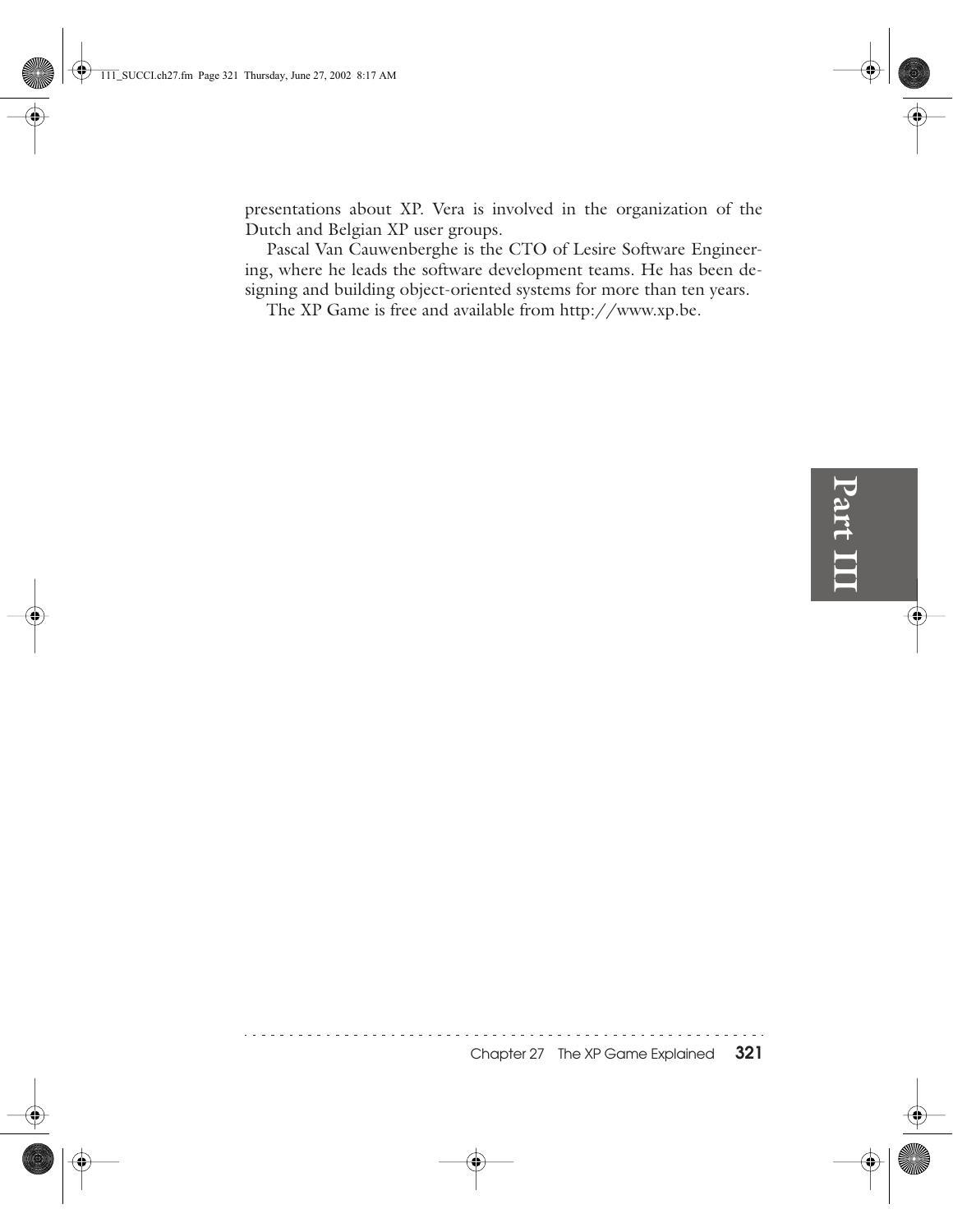presentations about XP. Vera is involved in the organization of the Dutch and Belgian XP user groups.

Pascal Van Cauwenberghe is the CTO of Lesire Software Engineering, where he leads the software development teams. He has been designing and building object-oriented systems for more than ten years.

The XP Game is free and available from http://www.xp.be.